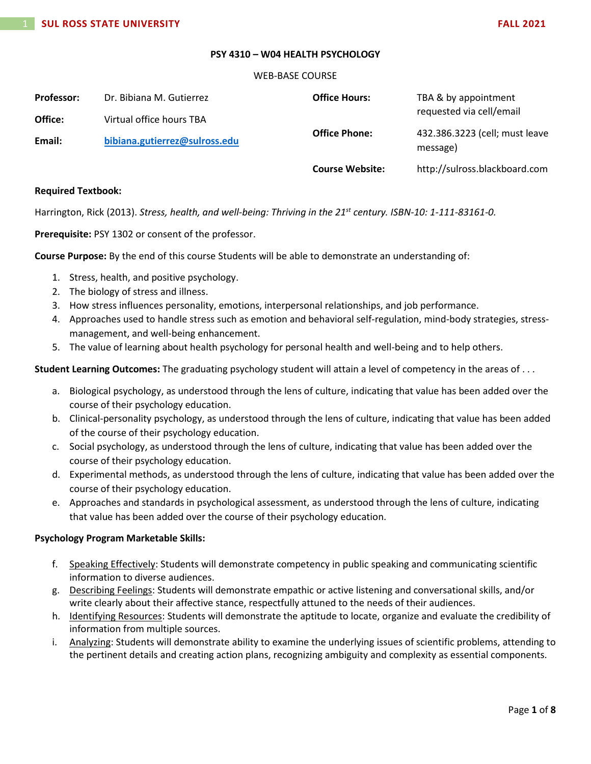# PSY 4310 – W04 HEALTH PSYCHOLOGY

WEB-BASE COURSE

| | | | |
|---|---|---|---|
| **Professor:** | Dr. Bibiana M. Gutierrez | **Office Hours:** | TBA & by appointment requested via cell/email |
| **Office:** | Virtual office hours TBA | **Office Phone:** | 432.386.3223 (cell; must leave message) |
| **Email:** | **bibiana.gutierrez@sulross.edu** | **Course Website:** | http://sulross.blackboard.com |

**Required Textbook:**

Harrington, Rick (2013). *Stress, health, and well-being: Thriving in the 21st century. ISBN-10: 1-111-83161-0.*

**Prerequisite:** PSY 1302 or consent of the professor.

**Course Purpose:** By the end of this course Students will be able to demonstrate an understanding of:

1. Stress, health, and positive psychology.
2. The biology of stress and illness.
3. How stress influences personality, emotions, interpersonal relationships, and job performance.
4. Approaches used to handle stress such as emotion and behavioral self-regulation, mind-body strategies, stress-management, and well-being enhancement.
5. The value of learning about health psychology for personal health and well-being and to help others.

**Student Learning Outcomes:** The graduating psychology student will attain a level of competency in the areas of . . .

a. Biological psychology, as understood through the lens of culture, indicating that value has been added over the course of their psychology education.
b. Clinical-personality psychology, as understood through the lens of culture, indicating that value has been added of the course of their psychology education.
c. Social psychology, as understood through the lens of culture, indicating that value has been added over the course of their psychology education.
d. Experimental methods, as understood through the lens of culture, indicating that value has been added over the course of their psychology education.
e. Approaches and standards in psychological assessment, as understood through the lens of culture, indicating that value has been added over the course of their psychology education.

**Psychology Program Marketable Skills:**

f. Speaking Effectively: Students will demonstrate competency in public speaking and communicating scientific information to diverse audiences.
g. Describing Feelings: Students will demonstrate empathic or active listening and conversational skills, and/or write clearly about their affective stance, respectfully attuned to the needs of their audiences.
h. Identifying Resources: Students will demonstrate the aptitude to locate, organize and evaluate the credibility of information from multiple sources.
i. Analyzing: Students will demonstrate ability to examine the underlying issues of scientific problems, attending to the pertinent details and creating action plans, recognizing ambiguity and complexity as essential components.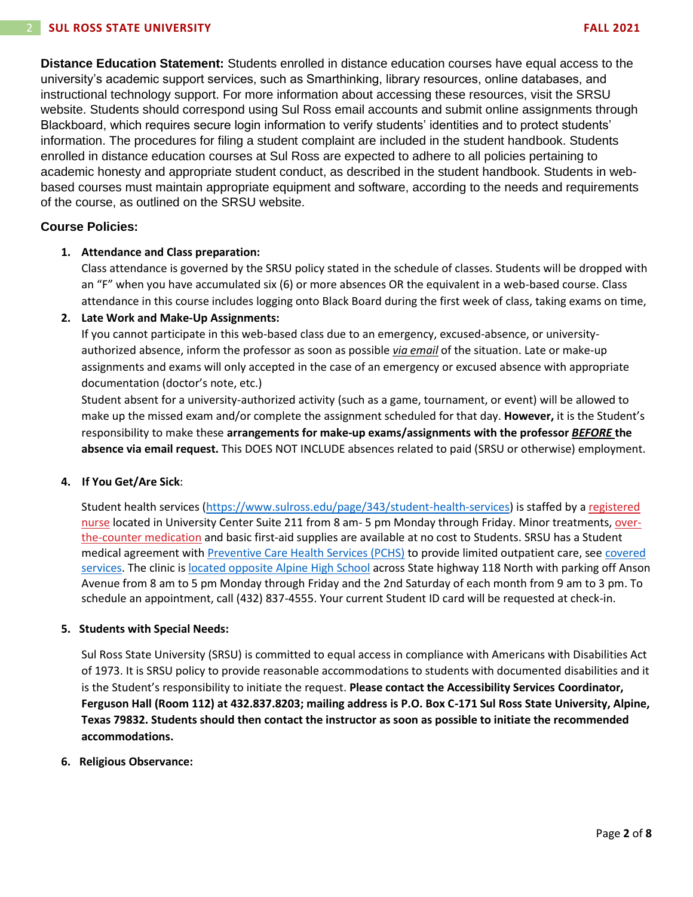**Distance Education Statement:** Students enrolled in distance education courses have equal access to the university's academic support services, such as Smarthinking, library resources, online databases, and instructional technology support. For more information about accessing these resources, visit the SRSU website. Students should correspond using Sul Ross email accounts and submit online assignments through Blackboard, which requires secure login information to verify students' identities and to protect students' information. The procedures for filing a student complaint are included in the student handbook. Students enrolled in distance education courses at Sul Ross are expected to adhere to all policies pertaining to academic honesty and appropriate student conduct, as described in the student handbook. Students in web-based courses must maintain appropriate equipment and software, according to the needs and requirements of the course, as outlined on the SRSU website.

### Course Policies:

1. **Attendance and Class preparation:**
   Class attendance is governed by the SRSU policy stated in the schedule of classes. Students will be dropped with an "F" when you have accumulated six (6) or more absences OR the equivalent in a web-based course. Class attendance in this course includes logging onto Black Board during the first week of class, taking exams on time,

2. **Late Work and Make-Up Assignments:**
   If you cannot participate in this web-based class due to an emergency, excused-absence, or university-authorized absence, inform the professor as soon as possible *via email* of the situation. Late or make-up assignments and exams will only accepted in the case of an emergency or excused absence with appropriate documentation (doctor's note, etc.)
   Student absent for a university-authorized activity (such as a game, tournament, or event) will be allowed to make up the missed exam and/or complete the assignment scheduled for that day. **However,** it is the Student's responsibility to make these **arrangements for make-up exams/assignments with the professor *BEFORE* the absence via email request.** This DOES NOT INCLUDE absences related to paid (SRSU or otherwise) employment.

4. **If You Get/Are Sick**:

   Student health services (https://www.sulross.edu/page/343/student-health-services) is staffed by a registered nurse located in University Center Suite 211 from 8 am- 5 pm Monday through Friday. Minor treatments, over-the-counter medication and basic first-aid supplies are available at no cost to Students. SRSU has a Student medical agreement with Preventive Care Health Services (PCHS) to provide limited outpatient care, see covered services. The clinic is located opposite Alpine High School across State highway 118 North with parking off Anson Avenue from 8 am to 5 pm Monday through Friday and the 2nd Saturday of each month from 9 am to 3 pm. To schedule an appointment, call (432) 837-4555. Your current Student ID card will be requested at check-in.

5. **Students with Special Needs:**

   Sul Ross State University (SRSU) is committed to equal access in compliance with Americans with Disabilities Act of 1973. It is SRSU policy to provide reasonable accommodations to students with documented disabilities and it is the Student's responsibility to initiate the request. **Please contact the Accessibility Services Coordinator, Ferguson Hall (Room 112) at 432.837.8203; mailing address is P.O. Box C-171 Sul Ross State University, Alpine, Texas 79832. Students should then contact the instructor as soon as possible to initiate the recommended accommodations.**

6. **Religious Observance:**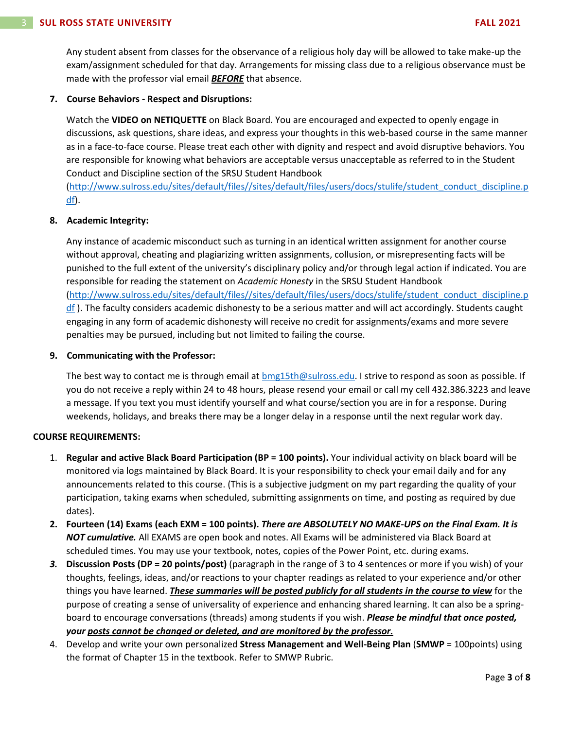Any student absent from classes for the observance of a religious holy day will be allowed to take make-up the exam/assignment scheduled for that day. Arrangements for missing class due to a religious observance must be made with the professor vial email ***BEFORE*** that absence.

7. **Course Behaviors - Respect and Disruptions:**

   Watch the **VIDEO on NETIQUETTE** on Black Board. You are encouraged and expected to openly engage in discussions, ask questions, share ideas, and express your thoughts in this web-based course in the same manner as in a face-to-face course. Please treat each other with dignity and respect and avoid disruptive behaviors. You are responsible for knowing what behaviors are acceptable versus unacceptable as referred to in the Student Conduct and Discipline section of the SRSU Student Handbook (http://www.sulross.edu/sites/default/files//sites/default/files/users/docs/stulife/student_conduct_discipline.pdf).

8. **Academic Integrity:**

   Any instance of academic misconduct such as turning in an identical written assignment for another course without approval, cheating and plagiarizing written assignments, collusion, or misrepresenting facts will be punished to the full extent of the university's disciplinary policy and/or through legal action if indicated. You are responsible for reading the statement on *Academic Honesty* in the SRSU Student Handbook (http://www.sulross.edu/sites/default/files//sites/default/files/users/docs/stulife/student_conduct_discipline.pdf ). The faculty considers academic dishonesty to be a serious matter and will act accordingly. Students caught engaging in any form of academic dishonesty will receive no credit for assignments/exams and more severe penalties may be pursued, including but not limited to failing the course.

9. **Communicating with the Professor:**

   The best way to contact me is through email at bmg15th@sulross.edu. I strive to respond as soon as possible. If you do not receive a reply within 24 to 48 hours, please resend your email or call my cell 432.386.3223 and leave a message. If you text you must identify yourself and what course/section you are in for a response. During weekends, holidays, and breaks there may be a longer delay in a response until the next regular work day.

**COURSE REQUIREMENTS:**

1. **Regular and active Black Board Participation (BP = 100 points).** Your individual activity on black board will be monitored via logs maintained by Black Board. It is your responsibility to check your email daily and for any announcements related to this course. (This is a subjective judgment on my part regarding the quality of your participation, taking exams when scheduled, submitting assignments on time, and posting as required by due dates).
2. **Fourteen (14) Exams (each EXM = 100 points).** ***There are ABSOLUTELY NO MAKE-UPS on the Final Exam. It is NOT cumulative.*** All EXAMS are open book and notes. All Exams will be administered via Black Board at scheduled times. You may use your textbook, notes, copies of the Power Point, etc. during exams.
3. **Discussion Posts (DP = 20 points/post)** (paragraph in the range of 3 to 4 sentences or more if you wish) of your thoughts, feelings, ideas, and/or reactions to your chapter readings as related to your experience and/or other things you have learned. ***These summaries will be posted publicly for all students in the course to view*** for the purpose of creating a sense of universality of experience and enhancing shared learning. It can also be a spring-board to encourage conversations (threads) among students if you wish. ***Please be mindful that once posted, your posts cannot be changed or deleted, and are monitored by the professor.***
4. Develop and write your own personalized **Stress Management and Well-Being Plan** (**SMWP** = 100points) using the format of Chapter 15 in the textbook. Refer to SMWP Rubric.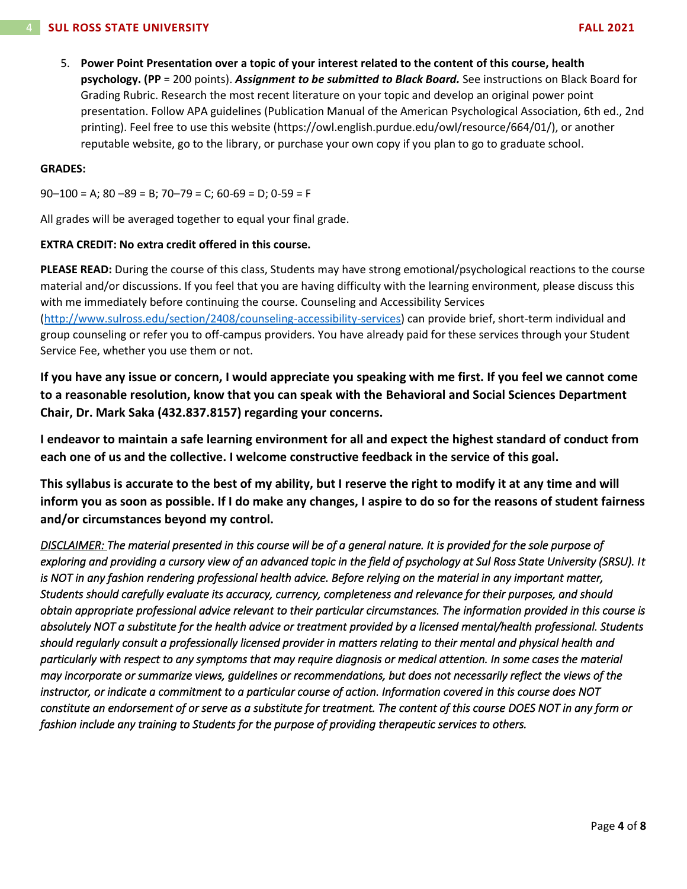5. **Power Point Presentation over a topic of your interest related to the content of this course, health psychology. (PP** = 200 points). ***Assignment to be submitted to Black Board.*** See instructions on Black Board for Grading Rubric. Research the most recent literature on your topic and develop an original power point presentation. Follow APA guidelines (Publication Manual of the American Psychological Association, 6th ed., 2nd printing). Feel free to use this website (https://owl.english.purdue.edu/owl/resource/664/01/), or another reputable website, go to the library, or purchase your own copy if you plan to go to graduate school.

**GRADES:**

90–100 = A; 80 –89 = B; 70–79 = C; 60-69 = D; 0-59 = F

All grades will be averaged together to equal your final grade.

**EXTRA CREDIT: No extra credit offered in this course.**

**PLEASE READ:** During the course of this class, Students may have strong emotional/psychological reactions to the course material and/or discussions. If you feel that you are having difficulty with the learning environment, please discuss this with me immediately before continuing the course. Counseling and Accessibility Services ([http://www.sulross.edu/section/2408/counseling-accessibility-services](http://www.sulross.edu/section/2408/counseling-accessibility-services)) can provide brief, short-term individual and group counseling or refer you to off-campus providers. You have already paid for these services through your Student Service Fee, whether you use them or not.

**If you have any issue or concern, I would appreciate you speaking with me first. If you feel we cannot come to a reasonable resolution, know that you can speak with the Behavioral and Social Sciences Department Chair, Dr. Mark Saka (432.837.8157) regarding your concerns.**

**I endeavor to maintain a safe learning environment for all and expect the highest standard of conduct from each one of us and the collective. I welcome constructive feedback in the service of this goal.**

**This syllabus is accurate to the best of my ability, but I reserve the right to modify it at any time and will inform you as soon as possible. If I do make any changes, I aspire to do so for the reasons of student fairness and/or circumstances beyond my control.**

*DISCLAIMER: The material presented in this course will be of a general nature. It is provided for the sole purpose of exploring and providing a cursory view of an advanced topic in the field of psychology at Sul Ross State University (SRSU). It is NOT in any fashion rendering professional health advice. Before relying on the material in any important matter, Students should carefully evaluate its accuracy, currency, completeness and relevance for their purposes, and should obtain appropriate professional advice relevant to their particular circumstances. The information provided in this course is absolutely NOT a substitute for the health advice or treatment provided by a licensed mental/health professional. Students should regularly consult a professionally licensed provider in matters relating to their mental and physical health and particularly with respect to any symptoms that may require diagnosis or medical attention. In some cases the material may incorporate or summarize views, guidelines or recommendations, but does not necessarily reflect the views of the instructor, or indicate a commitment to a particular course of action. Information covered in this course does NOT constitute an endorsement of or serve as a substitute for treatment. The content of this course DOES NOT in any form or fashion include any training to Students for the purpose of providing therapeutic services to others.*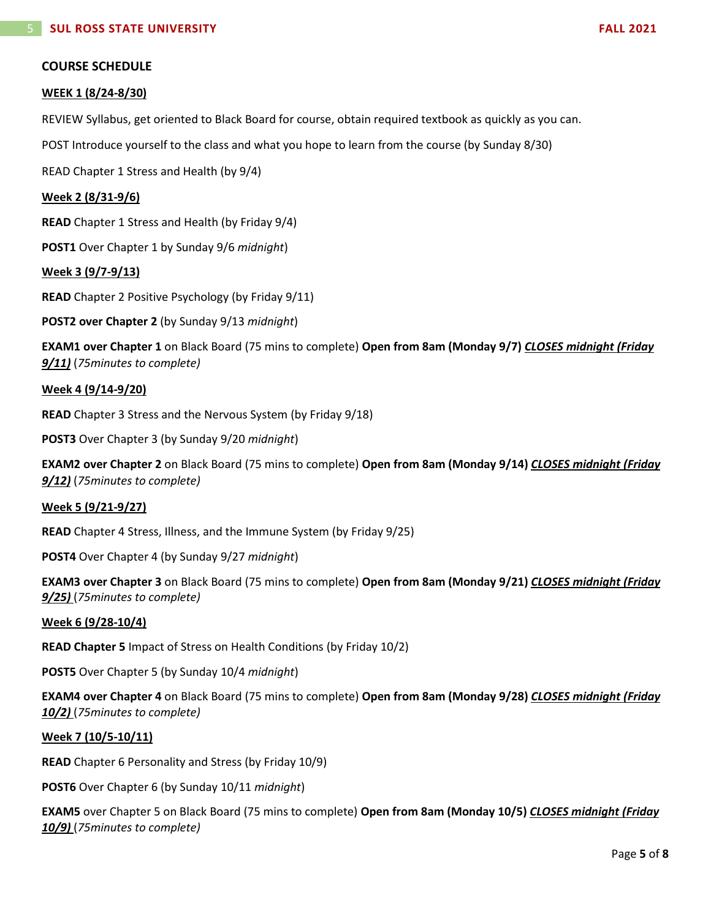## COURSE SCHEDULE

**WEEK 1 (8/24-8/30)**

REVIEW Syllabus, get oriented to Black Board for course, obtain required textbook as quickly as you can.

POST Introduce yourself to the class and what you hope to learn from the course (by Sunday 8/30)

READ Chapter 1 Stress and Health (by 9/4)

**Week 2 (8/31-9/6)**

**READ** Chapter 1 Stress and Health (by Friday 9/4)

**POST1** Over Chapter 1 by Sunday 9/6 *midnight*)

**Week 3 (9/7-9/13)**

**READ** Chapter 2 Positive Psychology (by Friday 9/11)

**POST2 over Chapter 2** (by Sunday 9/13 *midnight*)

**EXAM1 over Chapter 1** on Black Board (75 mins to complete) **Open from 8am (Monday 9/7)** ***CLOSES midnight (Friday 9/11)*** (*75minutes to complete)*

**Week 4 (9/14-9/20)**

**READ** Chapter 3 Stress and the Nervous System (by Friday 9/18)

**POST3** Over Chapter 3 (by Sunday 9/20 *midnight*)

**EXAM2 over Chapter 2** on Black Board (75 mins to complete) **Open from 8am (Monday 9/14)** ***CLOSES midnight (Friday 9/12)*** (*75minutes to complete)*

**Week 5 (9/21-9/27)**

**READ** Chapter 4 Stress, Illness, and the Immune System (by Friday 9/25)

**POST4** Over Chapter 4 (by Sunday 9/27 *midnight*)

**EXAM3 over Chapter 3** on Black Board (75 mins to complete) **Open from 8am (Monday 9/21)** ***CLOSES midnight (Friday 9/25)*** (*75minutes to complete)*

**Week 6 (9/28-10/4)**

**READ Chapter 5** Impact of Stress on Health Conditions (by Friday 10/2)

**POST5** Over Chapter 5 (by Sunday 10/4 *midnight*)

**EXAM4 over Chapter 4** on Black Board (75 mins to complete) **Open from 8am (Monday 9/28)** ***CLOSES midnight (Friday 10/2)*** (*75minutes to complete)*

**Week 7 (10/5-10/11)**

**READ** Chapter 6 Personality and Stress (by Friday 10/9)

**POST6** Over Chapter 6 (by Sunday 10/11 *midnight*)

**EXAM5** over Chapter 5 on Black Board (75 mins to complete) **Open from 8am (Monday 10/5)** ***CLOSES midnight (Friday 10/9)*** (*75minutes to complete)*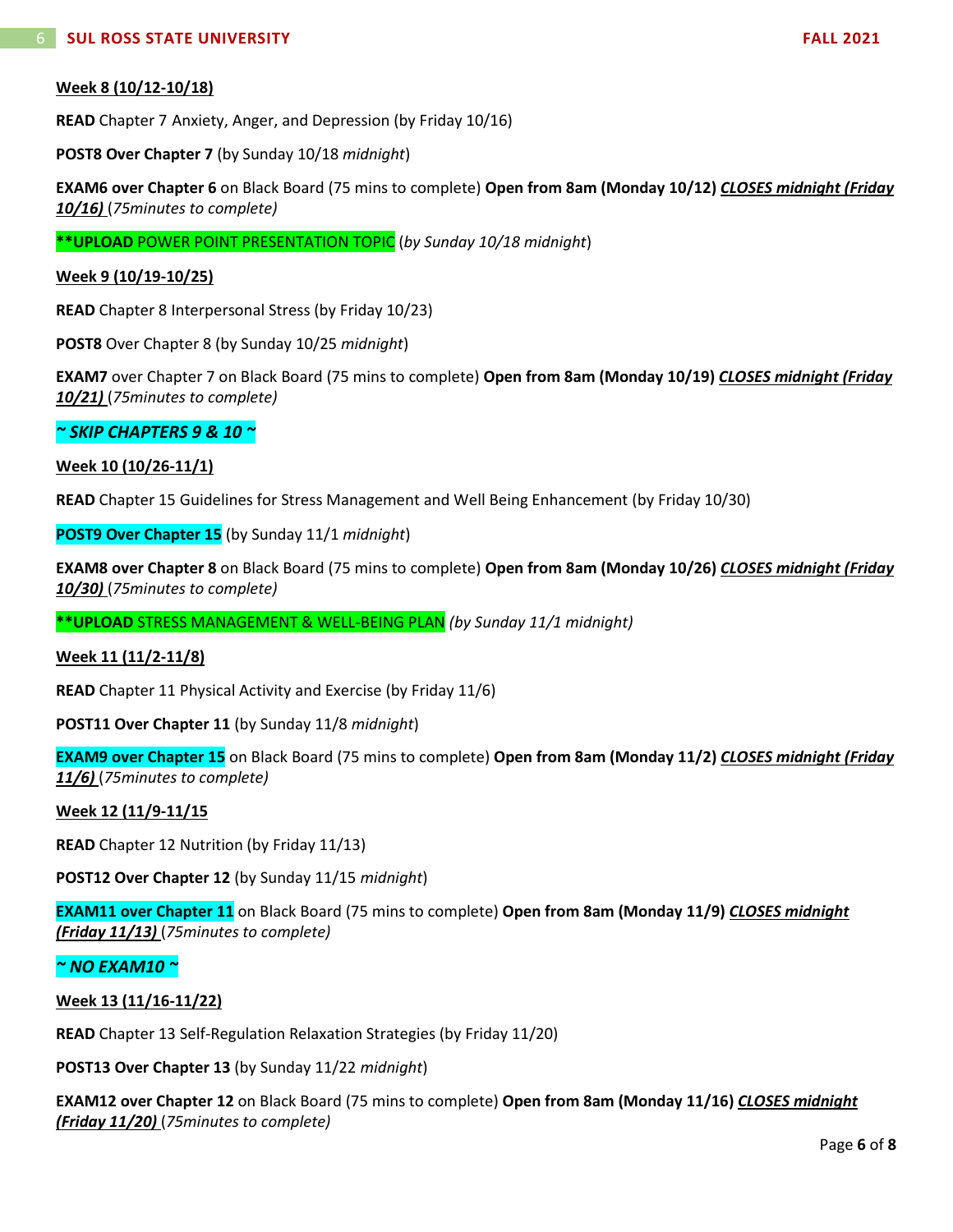**Week 8 (10/12-10/18)**

**READ** Chapter 7 Anxiety, Anger, and Depression (by Friday 10/16)

**POST8 Over Chapter 7** (by Sunday 10/18 *midnight*)

**EXAM6 over Chapter 6** on Black Board (75 mins to complete) **Open from 8am (Monday 10/12)** ***CLOSES midnight (Friday 10/16)*** (*75minutes to complete)*

****UPLOAD** POWER POINT PRESENTATION TOPIC (*by Sunday 10/18 midnight*)

**Week 9 (10/19-10/25)**

**READ** Chapter 8 Interpersonal Stress (by Friday 10/23)

**POST8** Over Chapter 8 (by Sunday 10/25 *midnight*)

**EXAM7** over Chapter 7 on Black Board (75 mins to complete) **Open from 8am (Monday 10/19)** ***CLOSES midnight (Friday 10/21)*** (*75minutes to complete)*

***~ SKIP CHAPTERS 9 & 10 ~***

**Week 10 (10/26-11/1)**

**READ** Chapter 15 Guidelines for Stress Management and Well Being Enhancement (by Friday 10/30)

**POST9 Over Chapter 15** (by Sunday 11/1 *midnight*)

**EXAM8 over Chapter 8** on Black Board (75 mins to complete) **Open from 8am (Monday 10/26)** ***CLOSES midnight (Friday 10/30)*** (*75minutes to complete)*

****UPLOAD** STRESS MANAGEMENT & WELL-BEING PLAN *(by Sunday 11/1 midnight)*

**Week 11 (11/2-11/8)**

**READ** Chapter 11 Physical Activity and Exercise (by Friday 11/6)

**POST11 Over Chapter 11** (by Sunday 11/8 *midnight*)

**EXAM9 over Chapter 15** on Black Board (75 mins to complete) **Open from 8am (Monday 11/2)** ***CLOSES midnight (Friday 11/6)*** (*75minutes to complete)*

**Week 12 (11/9-11/15**

**READ** Chapter 12 Nutrition (by Friday 11/13)

**POST12 Over Chapter 12** (by Sunday 11/15 *midnight*)

**EXAM11 over Chapter 11** on Black Board (75 mins to complete) **Open from 8am (Monday 11/9)** ***CLOSES midnight (Friday 11/13)*** (*75minutes to complete)*

***~ NO EXAM10 ~***

**Week 13 (11/16-11/22)**

**READ** Chapter 13 Self-Regulation Relaxation Strategies (by Friday 11/20)

**POST13 Over Chapter 13** (by Sunday 11/22 *midnight*)

**EXAM12 over Chapter 12** on Black Board (75 mins to complete) **Open from 8am (Monday 11/16)** ***CLOSES midnight (Friday 11/20)*** (*75minutes to complete)*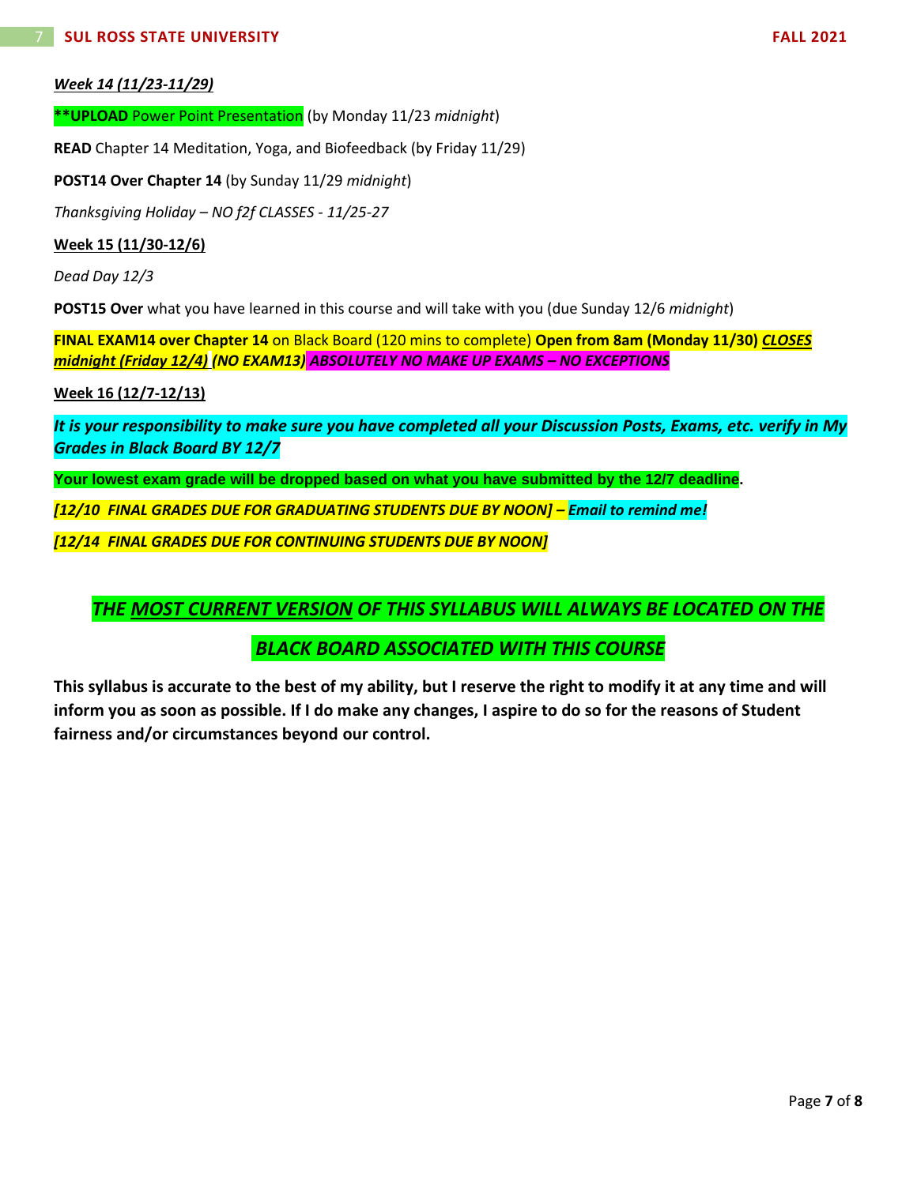***Week 14 (11/23-11/29)***

****UPLOAD** Power Point Presentation (by Monday 11/23 *midnight*)

**READ** Chapter 14 Meditation, Yoga, and Biofeedback (by Friday 11/29)

**POST14 Over Chapter 14** (by Sunday 11/29 *midnight*)

*Thanksgiving Holiday – NO f2f CLASSES - 11/25-27*

**Week 15 (11/30-12/6)**

*Dead Day 12/3*

**POST15 Over** what you have learned in this course and will take with you (due Sunday 12/6 *midnight*)

**FINAL EXAM14 over Chapter 14** on Black Board (120 mins to complete) **Open from 8am (Monday 11/30) *CLOSES midnight (Friday 12/4)* *(NO EXAM13)*** ***ABSOLUTELY NO MAKE UP EXAMS – NO EXCEPTIONS***

**Week 16 (12/7-12/13)**

***It is your responsibility to make sure you have completed all your Discussion Posts, Exams, etc. verify in My Grades in Black Board BY 12/7***

**Your lowest exam grade will be dropped based on what you have submitted by the 12/7 deadline.**

***[12/10 FINAL GRADES DUE FOR GRADUATING STUDENTS DUE BY NOON] – Email to remind me!***

***[12/14 FINAL GRADES DUE FOR CONTINUING STUDENTS DUE BY NOON]***

***THE MOST CURRENT VERSION OF THIS SYLLABUS WILL ALWAYS BE LOCATED ON THE BLACK BOARD ASSOCIATED WITH THIS COURSE***

**This syllabus is accurate to the best of my ability, but I reserve the right to modify it at any time and will inform you as soon as possible. If I do make any changes, I aspire to do so for the reasons of Student fairness and/or circumstances beyond our control.**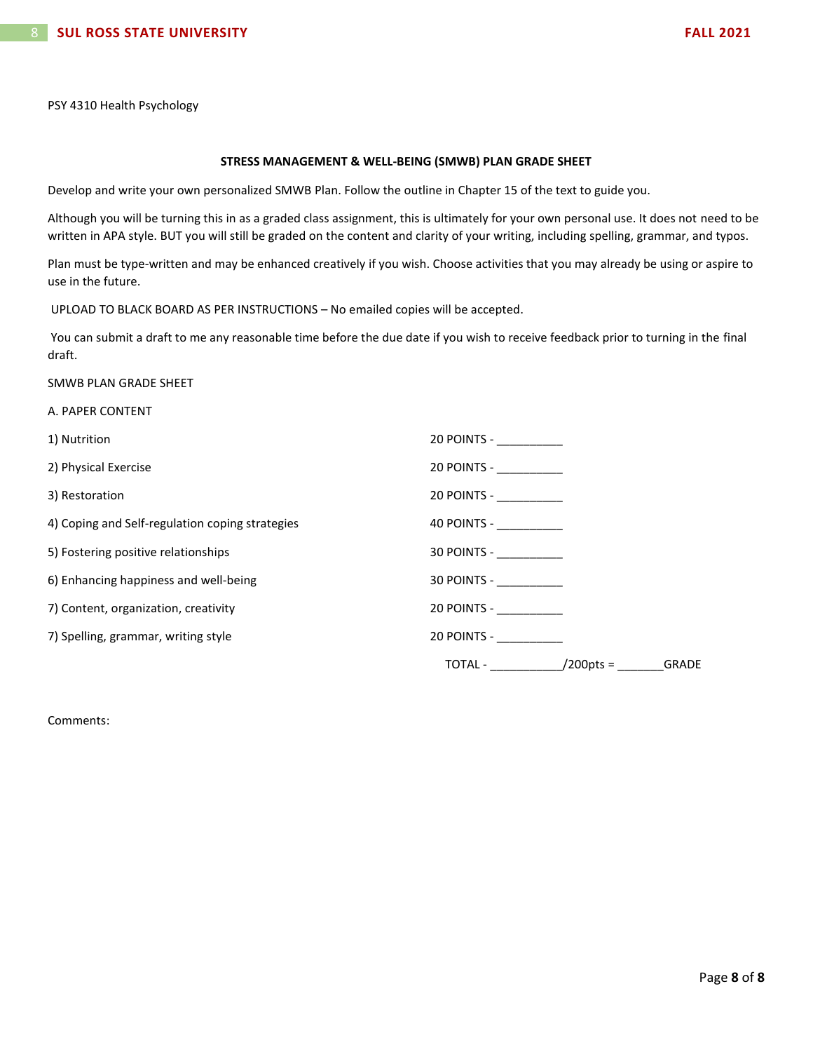PSY 4310 Health Psychology

**STRESS MANAGEMENT & WELL-BEING (SMWB) PLAN GRADE SHEET**

Develop and write your own personalized SMWB Plan. Follow the outline in Chapter 15 of the text to guide you.

Although you will be turning this in as a graded class assignment, this is ultimately for your own personal use. It does not need to be written in APA style. BUT you will still be graded on the content and clarity of your writing, including spelling, grammar, and typos.

Plan must be type-written and may be enhanced creatively if you wish. Choose activities that you may already be using or aspire to use in the future.

UPLOAD TO BLACK BOARD AS PER INSTRUCTIONS – No emailed copies will be accepted.

You can submit a draft to me any reasonable time before the due date if you wish to receive feedback prior to turning in the final draft.

SMWB PLAN GRADE SHEET

A. PAPER CONTENT

| | |
|---|---|
| 1) Nutrition | 20 POINTS - __________ |
| 2) Physical Exercise | 20 POINTS - __________ |
| 3) Restoration | 20 POINTS - __________ |
| 4) Coping and Self-regulation coping strategies | 40 POINTS - __________ |
| 5) Fostering positive relationships | 30 POINTS - __________ |
| 6) Enhancing happiness and well-being | 30 POINTS - __________ |
| 7) Content, organization, creativity | 20 POINTS - __________ |
| 7) Spelling, grammar, writing style | 20 POINTS - __________ |
| | TOTAL - ___________/200pts = _______GRADE |

Comments: